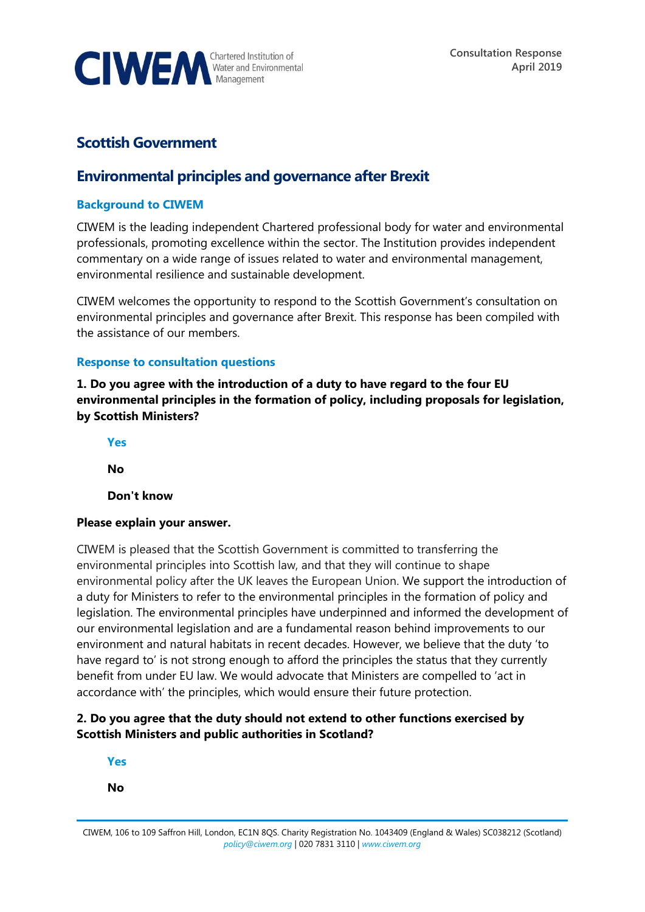CIWEM Chartered Institution of Water and Environmental Management

Consultation Response
April 2019

# Scottish Government

## Environmental principles and governance after Brexit

### Background to CIWEM

CIWEM is the leading independent Chartered professional body for water and environmental professionals, promoting excellence within the sector. The Institution provides independent commentary on a wide range of issues related to water and environmental management, environmental resilience and sustainable development.

CIWEM welcomes the opportunity to respond to the Scottish Government's consultation on environmental principles and governance after Brexit. This response has been compiled with the assistance of our members.

### Response to consultation questions

**1. Do you agree with the introduction of a duty to have regard to the four EU environmental principles in the formation of policy, including proposals for legislation, by Scottish Ministers?**

**Yes**

**No**

**Don't know**

**Please explain your answer.**

CIWEM is pleased that the Scottish Government is committed to transferring the environmental principles into Scottish law, and that they will continue to shape environmental policy after the UK leaves the European Union. We support the introduction of a duty for Ministers to refer to the environmental principles in the formation of policy and legislation. The environmental principles have underpinned and informed the development of our environmental legislation and are a fundamental reason behind improvements to our environment and natural habitats in recent decades. However, we believe that the duty 'to have regard to' is not strong enough to afford the principles the status that they currently benefit from under EU law. We would advocate that Ministers are compelled to 'act in accordance with' the principles, which would ensure their future protection.

**2. Do you agree that the duty should not extend to other functions exercised by Scottish Ministers and public authorities in Scotland?**

**Yes**

**No**

CIWEM, 106 to 109 Saffron Hill, London, EC1N 8QS. Charity Registration No. 1043409 (England & Wales) SC038212 (Scotland)
policy@ciwem.org | 020 7831 3110 | www.ciwem.org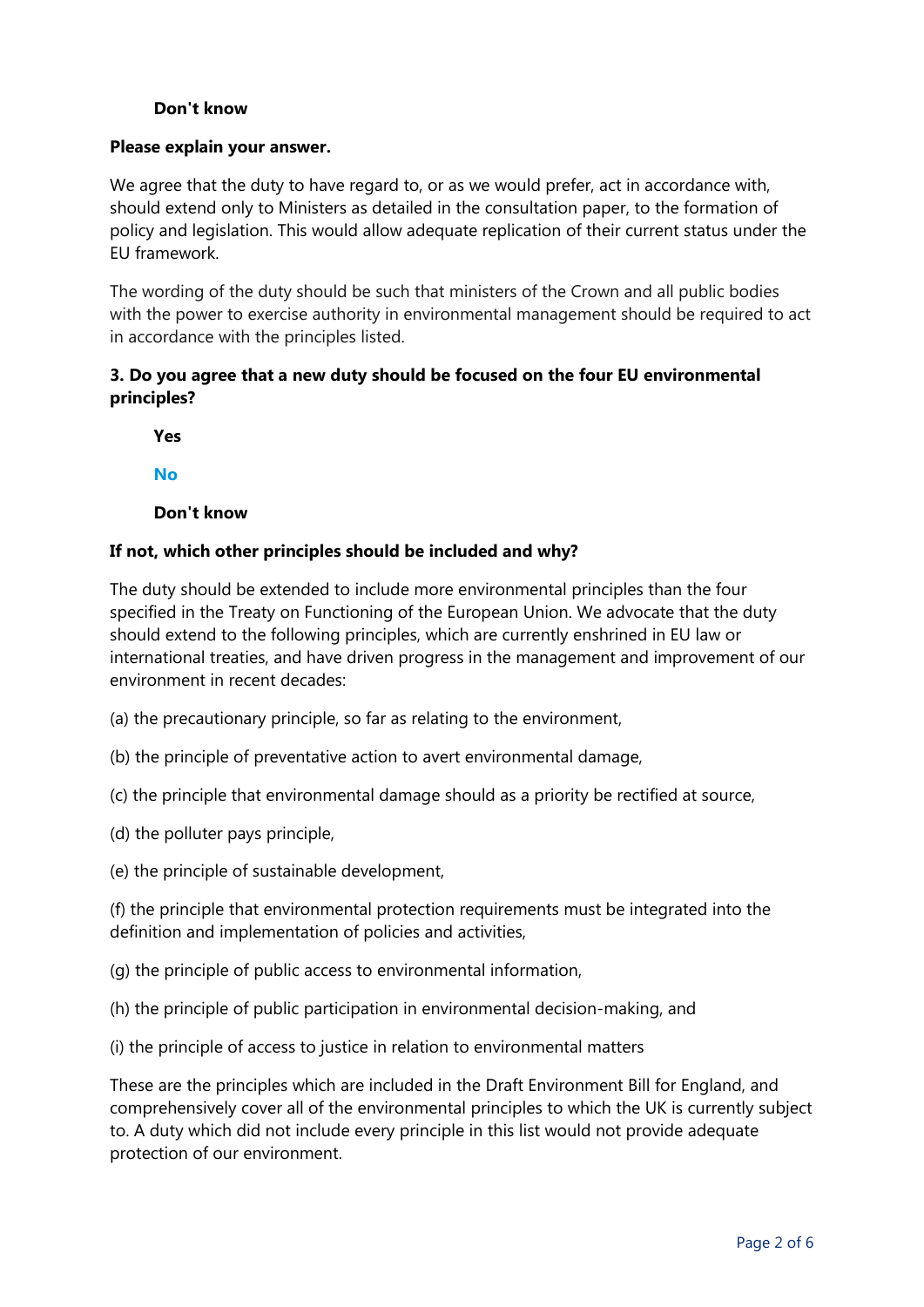**Don't know**

**Please explain your answer.**

We agree that the duty to have regard to, or as we would prefer, act in accordance with, should extend only to Ministers as detailed in the consultation paper, to the formation of policy and legislation. This would allow adequate replication of their current status under the EU framework.

The wording of the duty should be such that ministers of the Crown and all public bodies with the power to exercise authority in environmental management should be required to act in accordance with the principles listed.

**3. Do you agree that a new duty should be focused on the four EU environmental principles?**

**Yes**

**No**

**Don't know**

**If not, which other principles should be included and why?**

The duty should be extended to include more environmental principles than the four specified in the Treaty on Functioning of the European Union. We advocate that the duty should extend to the following principles, which are currently enshrined in EU law or international treaties, and have driven progress in the management and improvement of our environment in recent decades:

(a) the precautionary principle, so far as relating to the environment,

(b) the principle of preventative action to avert environmental damage,

(c) the principle that environmental damage should as a priority be rectified at source,

(d) the polluter pays principle,

(e) the principle of sustainable development,

(f) the principle that environmental protection requirements must be integrated into the definition and implementation of policies and activities,

(g) the principle of public access to environmental information,

(h) the principle of public participation in environmental decision-making, and

(i) the principle of access to justice in relation to environmental matters

These are the principles which are included in the Draft Environment Bill for England, and comprehensively cover all of the environmental principles to which the UK is currently subject to. A duty which did not include every principle in this list would not provide adequate protection of our environment.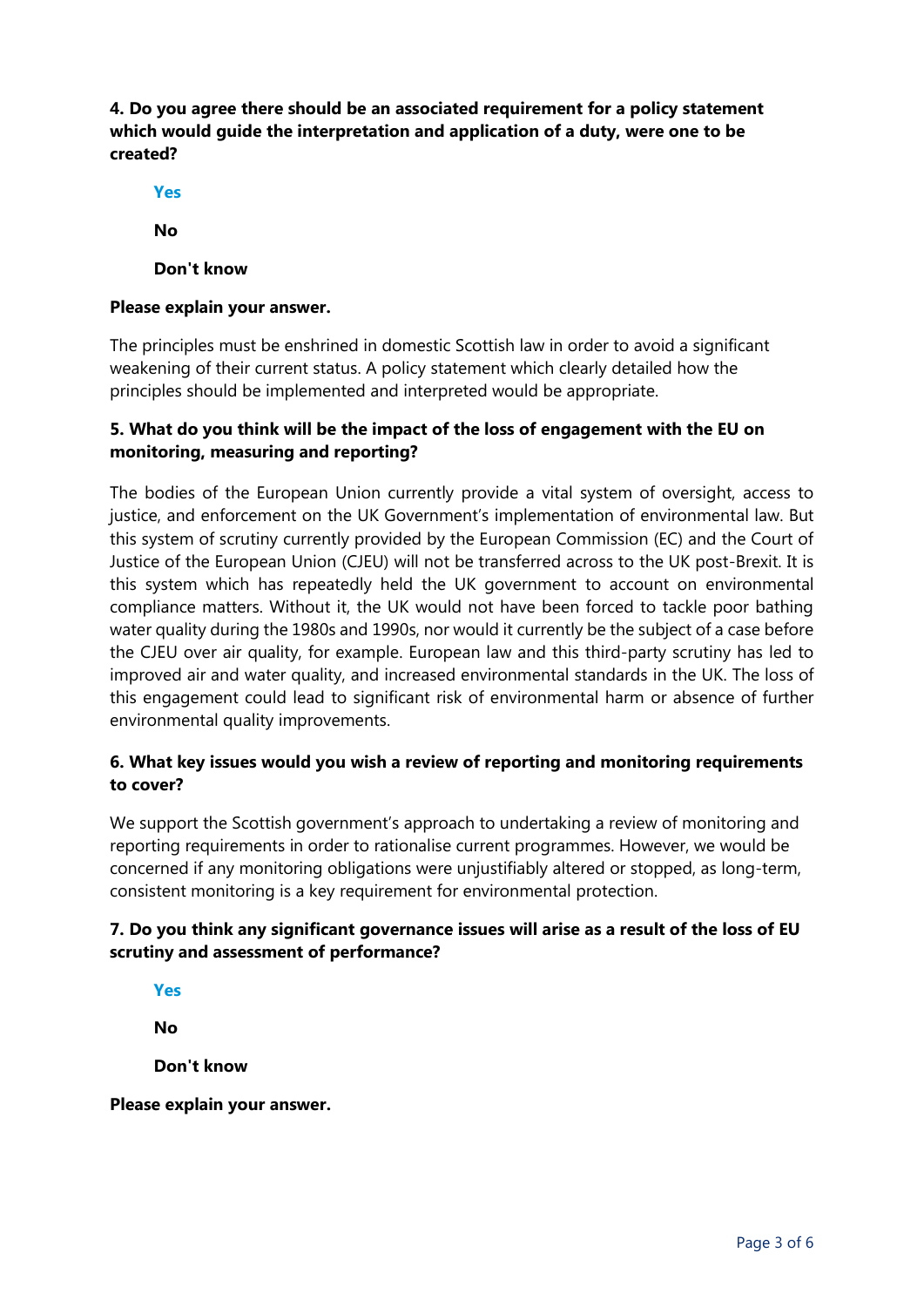**4. Do you agree there should be an associated requirement for a policy statement which would guide the interpretation and application of a duty, were one to be created?**

**Yes**

**No**

**Don't know**

**Please explain your answer.**

The principles must be enshrined in domestic Scottish law in order to avoid a significant weakening of their current status. A policy statement which clearly detailed how the principles should be implemented and interpreted would be appropriate.

**5. What do you think will be the impact of the loss of engagement with the EU on monitoring, measuring and reporting?**

The bodies of the European Union currently provide a vital system of oversight, access to justice, and enforcement on the UK Government's implementation of environmental law. But this system of scrutiny currently provided by the European Commission (EC) and the Court of Justice of the European Union (CJEU) will not be transferred across to the UK post-Brexit. It is this system which has repeatedly held the UK government to account on environmental compliance matters. Without it, the UK would not have been forced to tackle poor bathing water quality during the 1980s and 1990s, nor would it currently be the subject of a case before the CJEU over air quality, for example. European law and this third-party scrutiny has led to improved air and water quality, and increased environmental standards in the UK. The loss of this engagement could lead to significant risk of environmental harm or absence of further environmental quality improvements.

**6. What key issues would you wish a review of reporting and monitoring requirements to cover?**

We support the Scottish government's approach to undertaking a review of monitoring and reporting requirements in order to rationalise current programmes. However, we would be concerned if any monitoring obligations were unjustifiably altered or stopped, as long-term, consistent monitoring is a key requirement for environmental protection.

**7. Do you think any significant governance issues will arise as a result of the loss of EU scrutiny and assessment of performance?**

**Yes**

**No**

**Don't know**

**Please explain your answer.**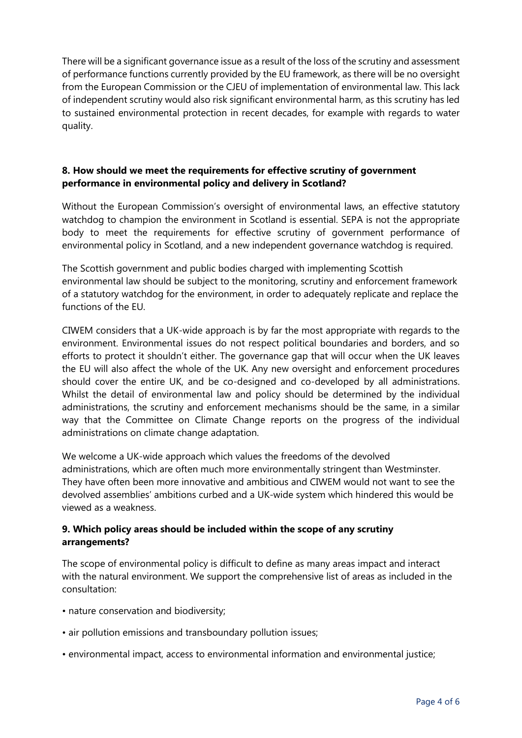There will be a significant governance issue as a result of the loss of the scrutiny and assessment of performance functions currently provided by the EU framework, as there will be no oversight from the European Commission or the CJEU of implementation of environmental law. This lack of independent scrutiny would also risk significant environmental harm, as this scrutiny has led to sustained environmental protection in recent decades, for example with regards to water quality.

### 8. How should we meet the requirements for effective scrutiny of government performance in environmental policy and delivery in Scotland?

Without the European Commission's oversight of environmental laws, an effective statutory watchdog to champion the environment in Scotland is essential. SEPA is not the appropriate body to meet the requirements for effective scrutiny of government performance of environmental policy in Scotland, and a new independent governance watchdog is required.

The Scottish government and public bodies charged with implementing Scottish environmental law should be subject to the monitoring, scrutiny and enforcement framework of a statutory watchdog for the environment, in order to adequately replicate and replace the functions of the EU.

CIWEM considers that a UK-wide approach is by far the most appropriate with regards to the environment. Environmental issues do not respect political boundaries and borders, and so efforts to protect it shouldn't either. The governance gap that will occur when the UK leaves the EU will also affect the whole of the UK. Any new oversight and enforcement procedures should cover the entire UK, and be co-designed and co-developed by all administrations. Whilst the detail of environmental law and policy should be determined by the individual administrations, the scrutiny and enforcement mechanisms should be the same, in a similar way that the Committee on Climate Change reports on the progress of the individual administrations on climate change adaptation.

We welcome a UK-wide approach which values the freedoms of the devolved administrations, which are often much more environmentally stringent than Westminster. They have often been more innovative and ambitious and CIWEM would not want to see the devolved assemblies' ambitions curbed and a UK-wide system which hindered this would be viewed as a weakness.

### 9. Which policy areas should be included within the scope of any scrutiny arrangements?

The scope of environmental policy is difficult to define as many areas impact and interact with the natural environment. We support the comprehensive list of areas as included in the consultation:

- nature conservation and biodiversity;
- air pollution emissions and transboundary pollution issues;
- environmental impact, access to environmental information and environmental justice;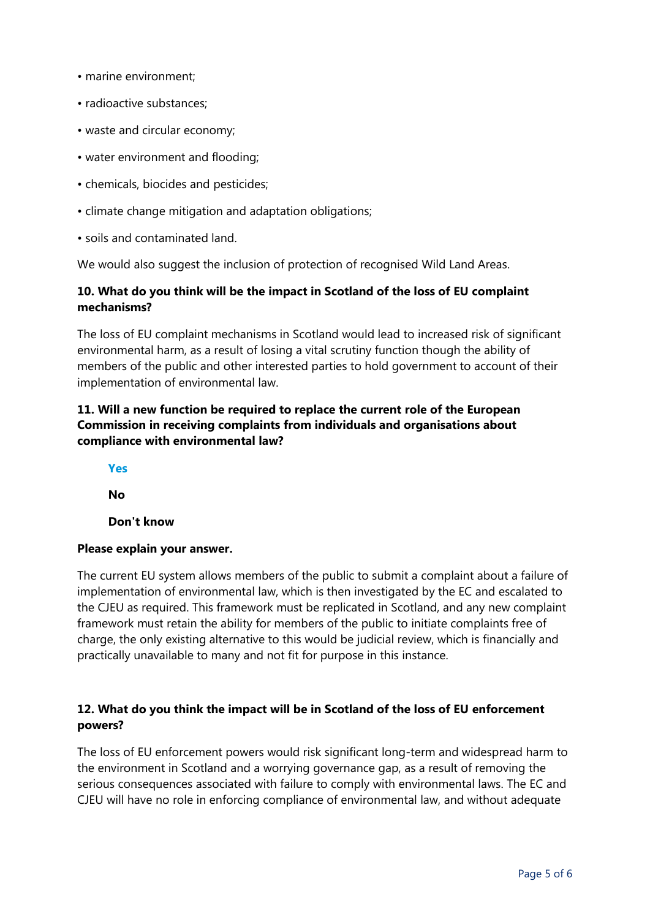- marine environment;
- radioactive substances;
- waste and circular economy;
- water environment and flooding;
- chemicals, biocides and pesticides;
- climate change mitigation and adaptation obligations;
- soils and contaminated land.

We would also suggest the inclusion of protection of recognised Wild Land Areas.

**10. What do you think will be the impact in Scotland of the loss of EU complaint mechanisms?**

The loss of EU complaint mechanisms in Scotland would lead to increased risk of significant environmental harm, as a result of losing a vital scrutiny function though the ability of members of the public and other interested parties to hold government to account of their implementation of environmental law.

**11. Will a new function be required to replace the current role of the European Commission in receiving complaints from individuals and organisations about compliance with environmental law?**

**Yes**

**No**

**Don't know**

**Please explain your answer.**

The current EU system allows members of the public to submit a complaint about a failure of implementation of environmental law, which is then investigated by the EC and escalated to the CJEU as required. This framework must be replicated in Scotland, and any new complaint framework must retain the ability for members of the public to initiate complaints free of charge, the only existing alternative to this would be judicial review, which is financially and practically unavailable to many and not fit for purpose in this instance.

**12. What do you think the impact will be in Scotland of the loss of EU enforcement powers?**

The loss of EU enforcement powers would risk significant long-term and widespread harm to the environment in Scotland and a worrying governance gap, as a result of removing the serious consequences associated with failure to comply with environmental laws. The EC and CJEU will have no role in enforcing compliance of environmental law, and without adequate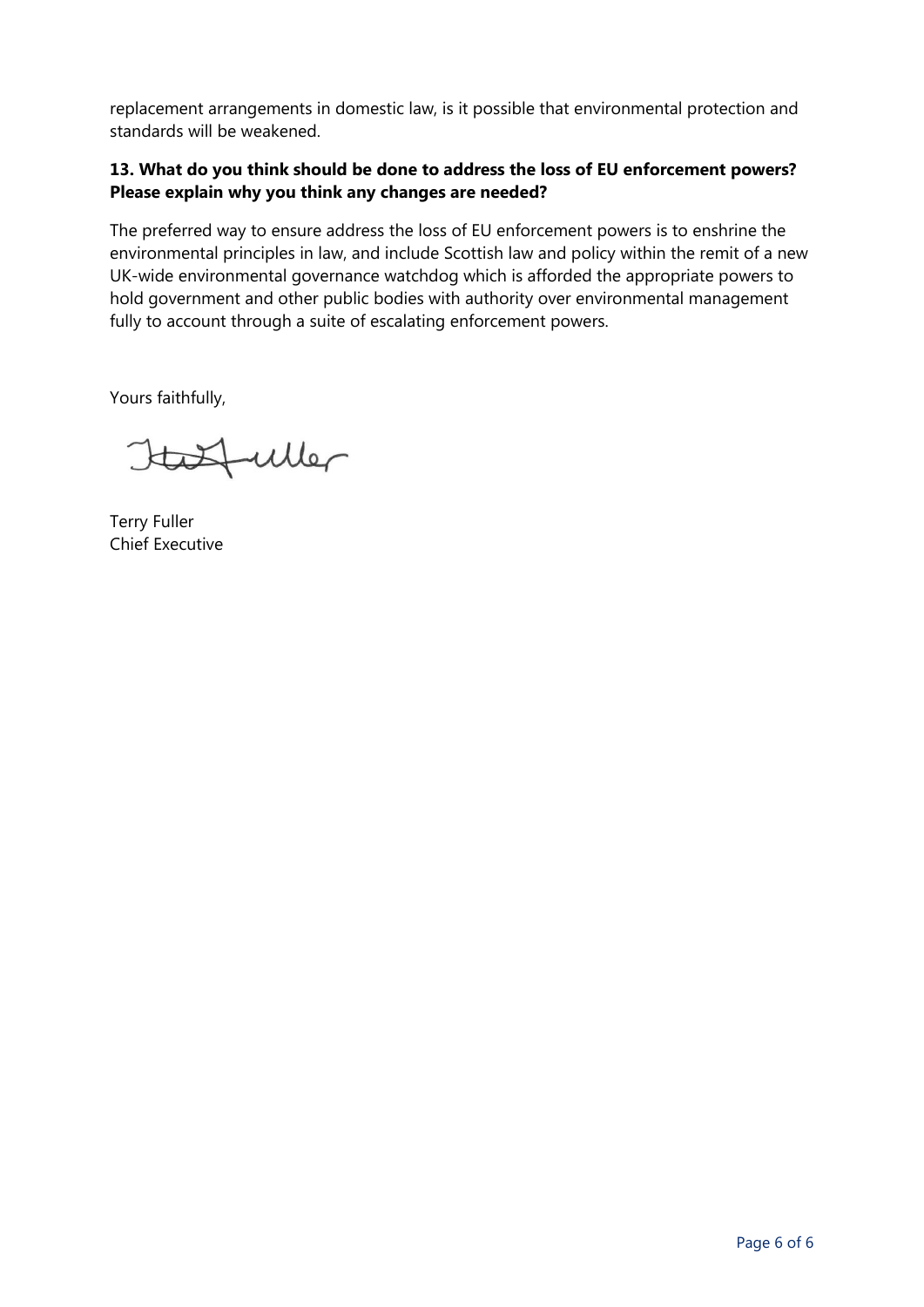replacement arrangements in domestic law, is it possible that environmental protection and standards will be weakened.

**13. What do you think should be done to address the loss of EU enforcement powers? Please explain why you think any changes are needed?**

The preferred way to ensure address the loss of EU enforcement powers is to enshrine the environmental principles in law, and include Scottish law and policy within the remit of a new UK-wide environmental governance watchdog which is afforded the appropriate powers to hold government and other public bodies with authority over environmental management fully to account through a suite of escalating enforcement powers.

Yours faithfully,

Terry Fuller
Chief Executive